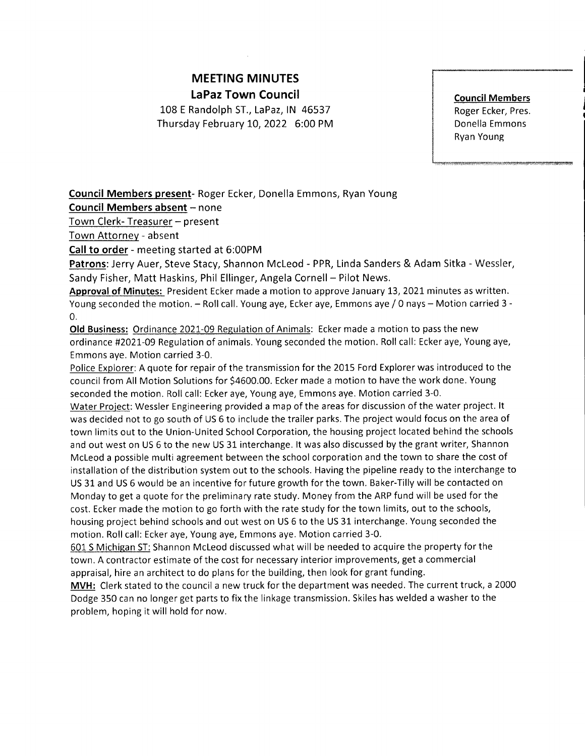# MEETING MINUTES

## LaPaz Town Council

108 E Randolph ST., LaPaz, IN 46537
Thursday February 10, 2022 6:00 PM

**Council Members**
Roger Ecker, Pres.
Donella Emmons
Ryan Young

**Council Members present**- Roger Ecker, Donella Emmons, Ryan Young

**Council Members absent** – none

Town Clerk- Treasurer – present

Town Attorney - absent

**Call to order** - meeting started at 6:00PM

**Patrons**: Jerry Auer, Steve Stacy, Shannon McLeod - PPR, Linda Sanders & Adam Sitka - Wessler, Sandy Fisher, Matt Haskins, Phil Ellinger, Angela Cornell – Pilot News.

**Approval of Minutes:** President Ecker made a motion to approve January 13, 2021 minutes as written. Young seconded the motion. – Roll call. Young aye, Ecker aye, Emmons aye / 0 nays – Motion carried 3 - 0.

**Old Business:** Ordinance 2021-09 Regulation of Animals: Ecker made a motion to pass the new ordinance #2021-09 Regulation of animals. Young seconded the motion. Roll call: Ecker aye, Young aye, Emmons aye. Motion carried 3-0.

Police Explorer: A quote for repair of the transmission for the 2015 Ford Explorer was introduced to the council from All Motion Solutions for $4600.00. Ecker made a motion to have the work done. Young seconded the motion. Roll call: Ecker aye, Young aye, Emmons aye. Motion carried 3-0.

Water Project: Wessler Engineering provided a map of the areas for discussion of the water project. It was decided not to go south of US 6 to include the trailer parks. The project would focus on the area of town limits out to the Union-United School Corporation, the housing project located behind the schools and out west on US 6 to the new US 31 interchange. It was also discussed by the grant writer, Shannon McLeod a possible multi agreement between the school corporation and the town to share the cost of installation of the distribution system out to the schools. Having the pipeline ready to the interchange to US 31 and US 6 would be an incentive for future growth for the town. Baker-Tilly will be contacted on Monday to get a quote for the preliminary rate study. Money from the ARP fund will be used for the cost. Ecker made the motion to go forth with the rate study for the town limits, out to the schools, housing project behind schools and out west on US 6 to the US 31 interchange. Young seconded the motion. Roll call: Ecker aye, Young aye, Emmons aye. Motion carried 3-0.

601 S Michigan ST: Shannon McLeod discussed what will be needed to acquire the property for the town. A contractor estimate of the cost for necessary interior improvements, get a commercial appraisal, hire an architect to do plans for the building, then look for grant funding.

**MVH:** Clerk stated to the council a new truck for the department was needed. The current truck, a 2000 Dodge 350 can no longer get parts to fix the linkage transmission. Skiles has welded a washer to the problem, hoping it will hold for now.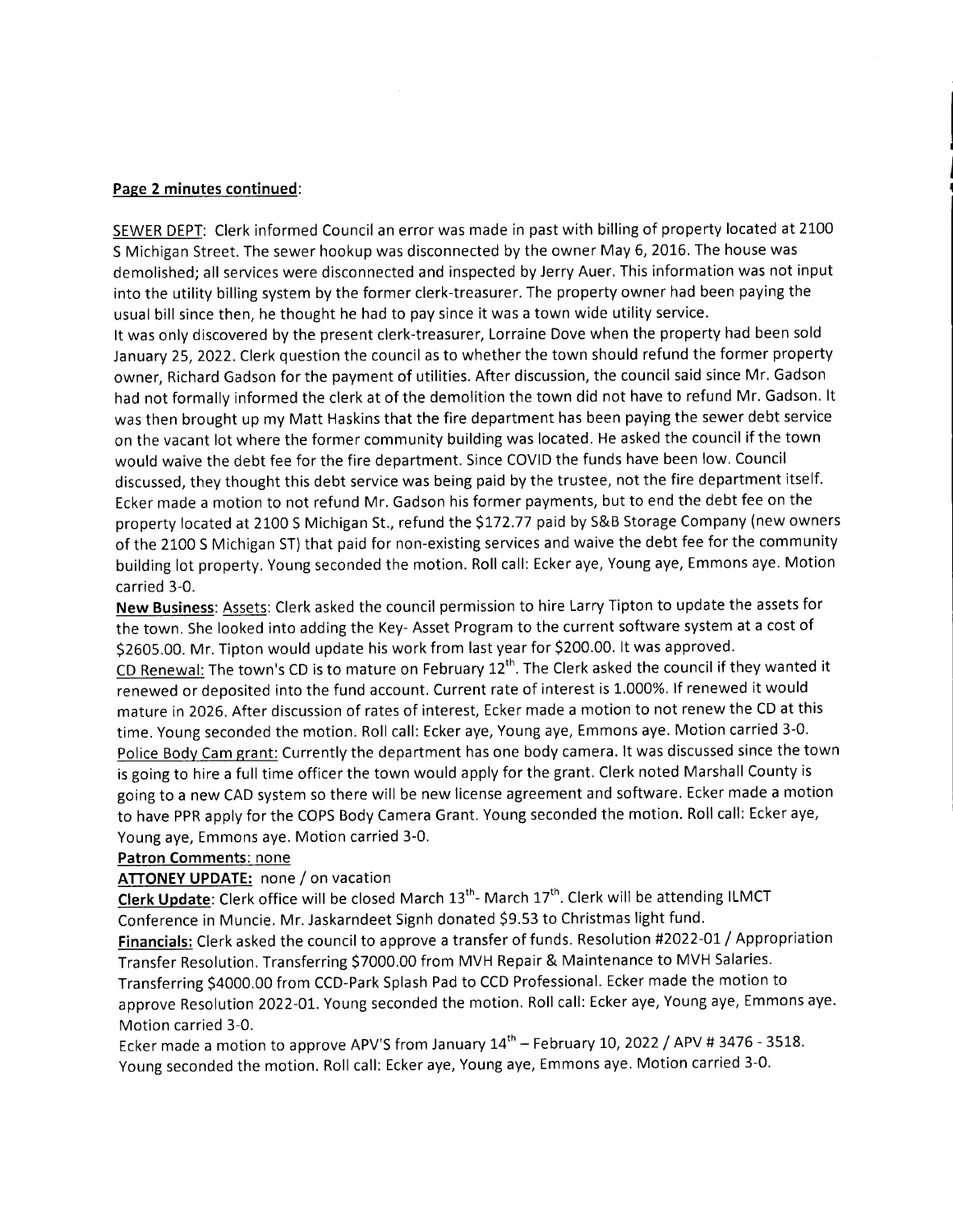**<u>Page 2 minutes continued</u>**:

<u>SEWER DEPT</u>: Clerk informed Council an error was made in past with billing of property located at 2100 S Michigan Street. The sewer hookup was disconnected by the owner May 6, 2016. The house was demolished; all services were disconnected and inspected by Jerry Auer. This information was not input into the utility billing system by the former clerk-treasurer. The property owner had been paying the usual bill since then, he thought he had to pay since it was a town wide utility service.
It was only discovered by the present clerk-treasurer, Lorraine Dove when the property had been sold January 25, 2022. Clerk question the council as to whether the town should refund the former property owner, Richard Gadson for the payment of utilities. After discussion, the council said since Mr. Gadson had not formally informed the clerk at of the demolition the town did not have to refund Mr. Gadson. It was then brought up my Matt Haskins that the fire department has been paying the sewer debt service on the vacant lot where the former community building was located. He asked the council if the town would waive the debt fee for the fire department. Since COVID the funds have been low. Council discussed, they thought this debt service was being paid by the trustee, not the fire department itself. Ecker made a motion to not refund Mr. Gadson his former payments, but to end the debt fee on the property located at 2100 S Michigan St., refund the $172.77 paid by S&B Storage Company (new owners of the 2100 S Michigan ST) that paid for non-existing services and waive the debt fee for the community building lot property. Young seconded the motion. Roll call: Ecker aye, Young aye, Emmons aye. Motion carried 3-0.

**<u>New Business</u>**: <u>Assets</u>: Clerk asked the council permission to hire Larry Tipton to update the assets for the town. She looked into adding the Key- Asset Program to the current software system at a cost of $2605.00. Mr. Tipton would update his work from last year for $200.00. It was approved.

<u>CD Renewal:</u> The town's CD is to mature on February 12th. The Clerk asked the council if they wanted it renewed or deposited into the fund account. Current rate of interest is 1.000%. If renewed it would mature in 2026. After discussion of rates of interest, Ecker made a motion to not renew the CD at this time. Young seconded the motion. Roll call: Ecker aye, Young aye, Emmons aye. Motion carried 3-0.

<u>Police Body Cam grant:</u> Currently the department has one body camera. It was discussed since the town is going to hire a full time officer the town would apply for the grant. Clerk noted Marshall County is going to a new CAD system so there will be new license agreement and software. Ecker made a motion to have PPR apply for the COPS Body Camera Grant. Young seconded the motion. Roll call: Ecker aye, Young aye, Emmons aye. Motion carried 3-0.

**<u>Patron Comments</u>**: <u>none</u>

**<u>ATTONEY UPDATE:</u>** none / on vacation

**<u>Clerk Update</u>**: Clerk office will be closed March 13th- March 17th. Clerk will be attending ILMCT Conference in Muncie. Mr. Jaskarndeet Signh donated $9.53 to Christmas light fund.

**<u>Financials:</u>** Clerk asked the council to approve a transfer of funds. Resolution #2022-01 / Appropriation Transfer Resolution. Transferring $7000.00 from MVH Repair & Maintenance to MVH Salaries. Transferring $4000.00 from CCD-Park Splash Pad to CCD Professional. Ecker made the motion to approve Resolution 2022-01. Young seconded the motion. Roll call: Ecker aye, Young aye, Emmons aye. Motion carried 3-0.

Ecker made a motion to approve APV'S from January 14th – February 10, 2022 / APV # 3476 - 3518. Young seconded the motion. Roll call: Ecker aye, Young aye, Emmons aye. Motion carried 3-0.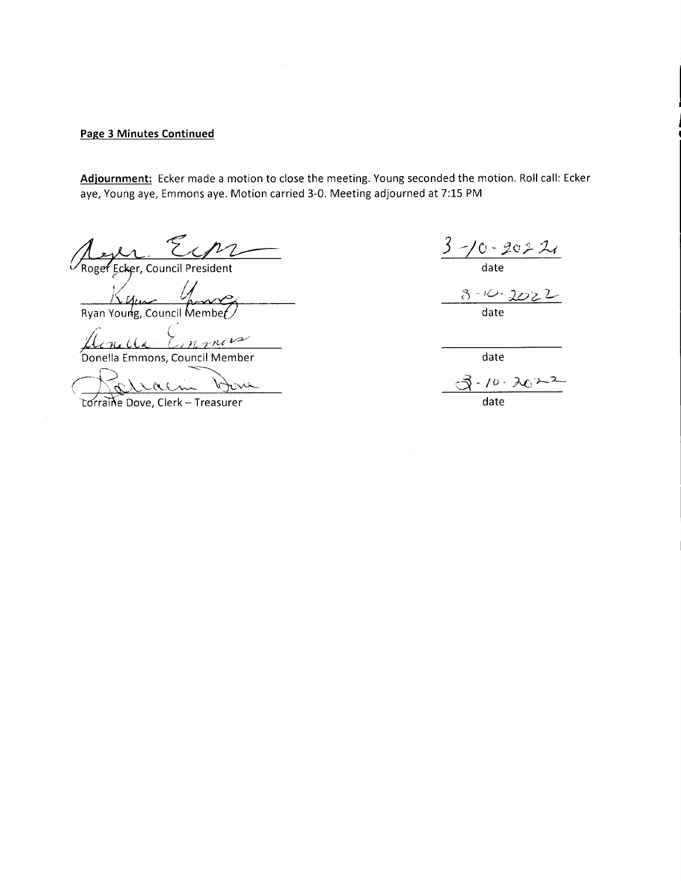**Page 3 Minutes Continued**

**Adjournment:** Ecker made a motion to close the meeting. Young seconded the motion. Roll call: Ecker aye, Young aye, Emmons aye. Motion carried 3-0. Meeting adjourned at 7:15 PM

| | |
|---|---|
| Roger Ecker, Council President | 3-10-2022 date |
| Ryan Young, Council Member | 3-10-2022 date |
| Donella Emmons, Council Member | date |
| Lorraine Dove, Clerk – Treasurer | 3-10-2022 date |